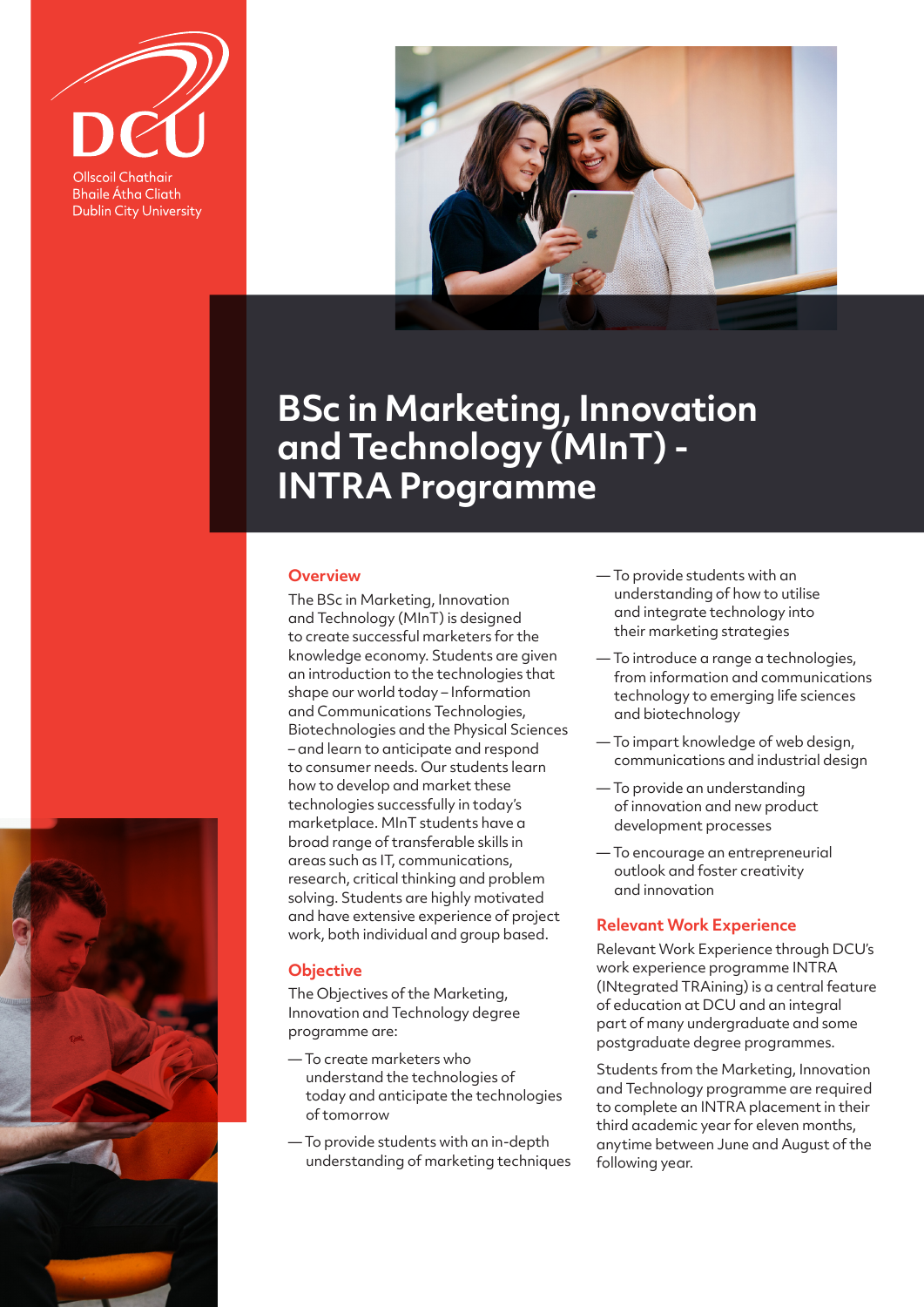DCU

Ollscoil Chathair Bhaile Átha Cliath
Dublin City University

# BSc in Marketing, Innovation and Technology (MInT) - INTRA Programme

## Overview

The BSc in Marketing, Innovation and Technology (MInT) is designed to create successful marketers for the knowledge economy. Students are given an introduction to the technologies that shape our world today – Information and Communications Technologies, Biotechnologies and the Physical Sciences – and learn to anticipate and respond to consumer needs. Our students learn how to develop and market these technologies successfully in today's marketplace. MInT students have a broad range of transferable skills in areas such as IT, communications, research, critical thinking and problem solving. Students are highly motivated and have extensive experience of project work, both individual and group based.

## Objective

The Objectives of the Marketing, Innovation and Technology degree programme are:

- To create marketers who understand the technologies of today and anticipate the technologies of tomorrow
- To provide students with an in-depth understanding of marketing techniques
- To provide students with an understanding of how to utilise and integrate technology into their marketing strategies
- To introduce a range a technologies, from information and communications technology to emerging life sciences and biotechnology
- To impart knowledge of web design, communications and industrial design
- To provide an understanding of innovation and new product development processes
- To encourage an entrepreneurial outlook and foster creativity and innovation

## Relevant Work Experience

Relevant Work Experience through DCU's work experience programme INTRA (INtegrated TRAining) is a central feature of education at DCU and an integral part of many undergraduate and some postgraduate degree programmes.

Students from the Marketing, Innovation and Technology programme are required to complete an INTRA placement in their third academic year for eleven months, anytime between June and August of the following year.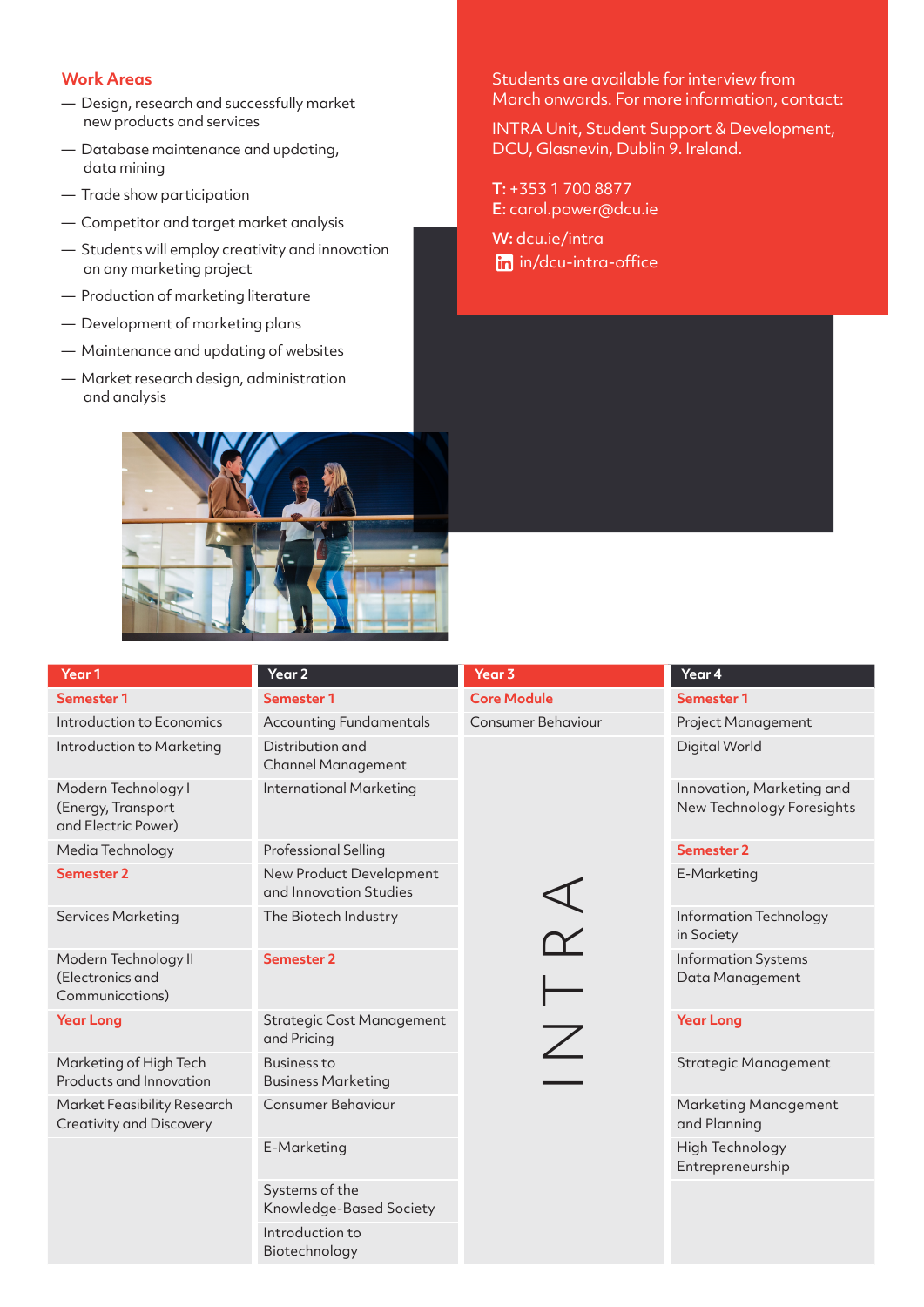## Work Areas

- Design, research and successfully market new products and services
- Database maintenance and updating, data mining
- Trade show participation
- Competitor and target market analysis
- Students will employ creativity and innovation on any marketing project
- Production of marketing literature
- Development of marketing plans
- Maintenance and updating of websites
- Market research design, administration and analysis

Students are available for interview from March onwards. For more information, contact:

INTRA Unit, Student Support & Development, DCU, Glasnevin, Dublin 9. Ireland.

**T:** +353 1 700 8877
**E:** carol.power@dcu.ie

**W:** dcu.ie/intra
in/dcu-intra-office

| Year 1 | Year 2 | Year 3 | Year 4 |
|---|---|---|---|
| **Semester 1** | **Semester 1** | **Core Module** | **Semester 1** |
| Introduction to Economics | Accounting Fundamentals | Consumer Behaviour | Project Management |
| Introduction to Marketing | Distribution and Channel Management | INTRA | Digital World |
| Modern Technology I (Energy, Transport and Electric Power) | International Marketing | | Innovation, Marketing and New Technology Foresights |
| Media Technology | Professional Selling | | **Semester 2** |
| **Semester 2** | New Product Development and Innovation Studies | | E-Marketing |
| Services Marketing | The Biotech Industry | | Information Technology in Society |
| Modern Technology II (Electronics and Communications) | **Semester 2** | | Information Systems Data Management |
| **Year Long** | Strategic Cost Management and Pricing | | **Year Long** |
| Marketing of High Tech Products and Innovation | Business to Business Marketing | | Strategic Management |
| Market Feasibility Research Creativity and Discovery | Consumer Behaviour | | Marketing Management and Planning |
| | E-Marketing | | High Technology Entrepreneurship |
| | Systems of the Knowledge-Based Society | | |
| | Introduction to Biotechnology | | |